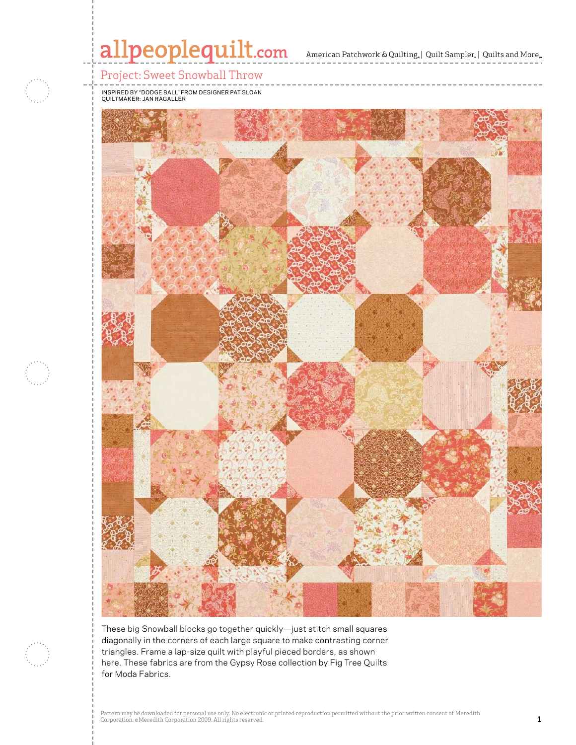# Project: Sweet Snowball Throw

INSPIRED BY "DODGE BALL" FROM DESIGNER PAT SLOAN
QUILTMAKER: JAN RAGALLER

These big Snowball blocks go together quickly—just stitch small squares diagonally in the corners of each large square to make contrasting corner triangles. Frame a lap-size quilt with playful pieced borders, as shown here. These fabrics are from the Gypsy Rose collection by Fig Tree Quilts for Moda Fabrics.

Pattern may be downloaded for personal use only. No electronic or printed reproduction permitted without the prior written consent of Meredith Corporation. ©Meredith Corporation 2009. All rights reserved.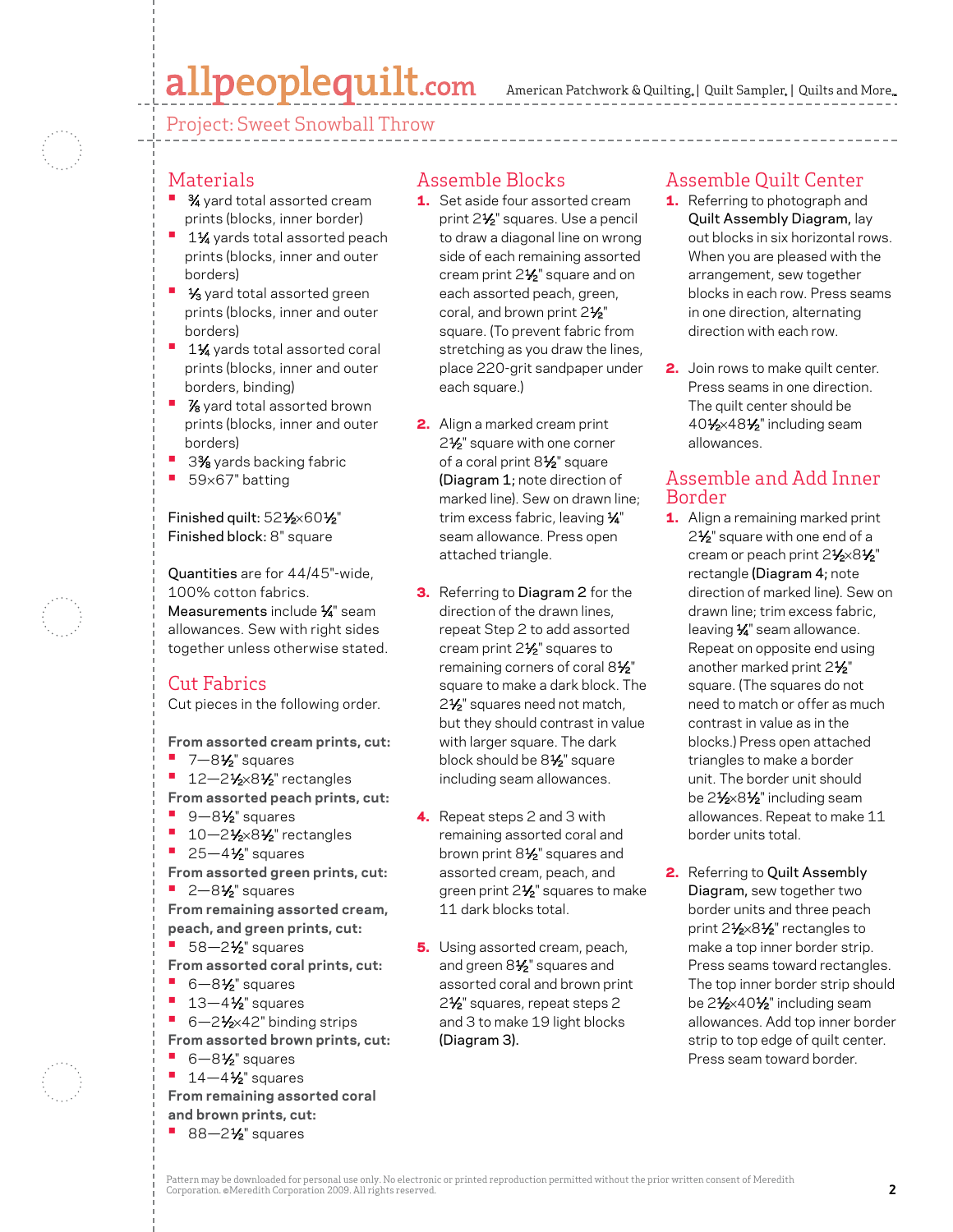Project: Sweet Snowball Throw

## Materials

- ¾ yard total assorted cream prints (blocks, inner border)
- 1¼ yards total assorted peach prints (blocks, inner and outer borders)
- ⅓ yard total assorted green prints (blocks, inner and outer borders)
- 1¼ yards total assorted coral prints (blocks, inner and outer borders, binding)
- ⅞ yard total assorted brown prints (blocks, inner and outer borders)
- 3⅜ yards backing fabric
- 59×67" batting

**Finished quilt:** 52½×60½"
**Finished block:** 8" square

**Quantities** are for 44/45"-wide, 100% cotton fabrics.
**Measurements** include ¼" seam allowances. Sew with right sides together unless otherwise stated.

## Cut Fabrics

Cut pieces in the following order.

**From assorted cream prints, cut:**

- 7—8½" squares
- 12—2½×8½" rectangles

**From assorted peach prints, cut:**

- 9—8½" squares
- 10—2½×8½" rectangles
- 25—4½" squares

**From assorted green prints, cut:**

- 2—8½" squares

**From remaining assorted cream, peach, and green prints, cut:**

- 58—2½" squares

**From assorted coral prints, cut:**

- 6—8½" squares
- 13—4½" squares
- 6—2½×42" binding strips

**From assorted brown prints, cut:**

- 6—8½" squares
- 14—4½" squares

**From remaining assorted coral and brown prints, cut:**

- 88—2½" squares

## Assemble Blocks

1. Set aside four assorted cream print 2½" squares. Use a pencil to draw a diagonal line on wrong side of each remaining assorted cream print 2½" square and on each assorted peach, green, coral, and brown print 2½" square. (To prevent fabric from stretching as you draw the lines, place 220-grit sandpaper under each square.)

2. Align a marked cream print 2½" square with one corner of a coral print 8½" square (**Diagram 1**; note direction of marked line). Sew on drawn line; trim excess fabric, leaving ¼" seam allowance. Press open attached triangle.

3. Referring to **Diagram 2** for the direction of the drawn lines, repeat Step 2 to add assorted cream print 2½" squares to remaining corners of coral 8½" square to make a dark block. The 2½" squares need not match, but they should contrast in value with larger square. The dark block should be 8½" square including seam allowances.

4. Repeat steps 2 and 3 with remaining assorted coral and brown print 8½" squares and assorted cream, peach, and green print 2½" squares to make 11 dark blocks total.

5. Using assorted cream, peach, and green 8½" squares and assorted coral and brown print 2½" squares, repeat steps 2 and 3 to make 19 light blocks (**Diagram 3**).

## Assemble Quilt Center

1. Referring to photograph and **Quilt Assembly Diagram,** lay out blocks in six horizontal rows. When you are pleased with the arrangement, sew together blocks in each row. Press seams in one direction, alternating direction with each row.

2. Join rows to make quilt center. Press seams in one direction. The quilt center should be 40½×48½" including seam allowances.

## Assemble and Add Inner Border

1. Align a remaining marked print 2½" square with one end of a cream or peach print 2½×8½" rectangle (**Diagram 4**; note direction of marked line). Sew on drawn line; trim excess fabric, leaving ¼" seam allowance. Repeat on opposite end using another marked print 2½" square. (The squares do not need to match or offer as much contrast in value as in the blocks.) Press open attached triangles to make a border unit. The border unit should be 2½×8½" including seam allowances. Repeat to make 11 border units total.

2. Referring to **Quilt Assembly Diagram,** sew together two border units and three peach print 2½×8½" rectangles to make a top inner border strip. Press seams toward rectangles. The top inner border strip should be 2½×40½" including seam allowances. Add top inner border strip to top edge of quilt center. Press seam toward border.

Pattern may be downloaded for personal use only. No electronic or printed reproduction permitted without the prior written consent of Meredith Corporation. ©Meredith Corporation 2009. All rights reserved.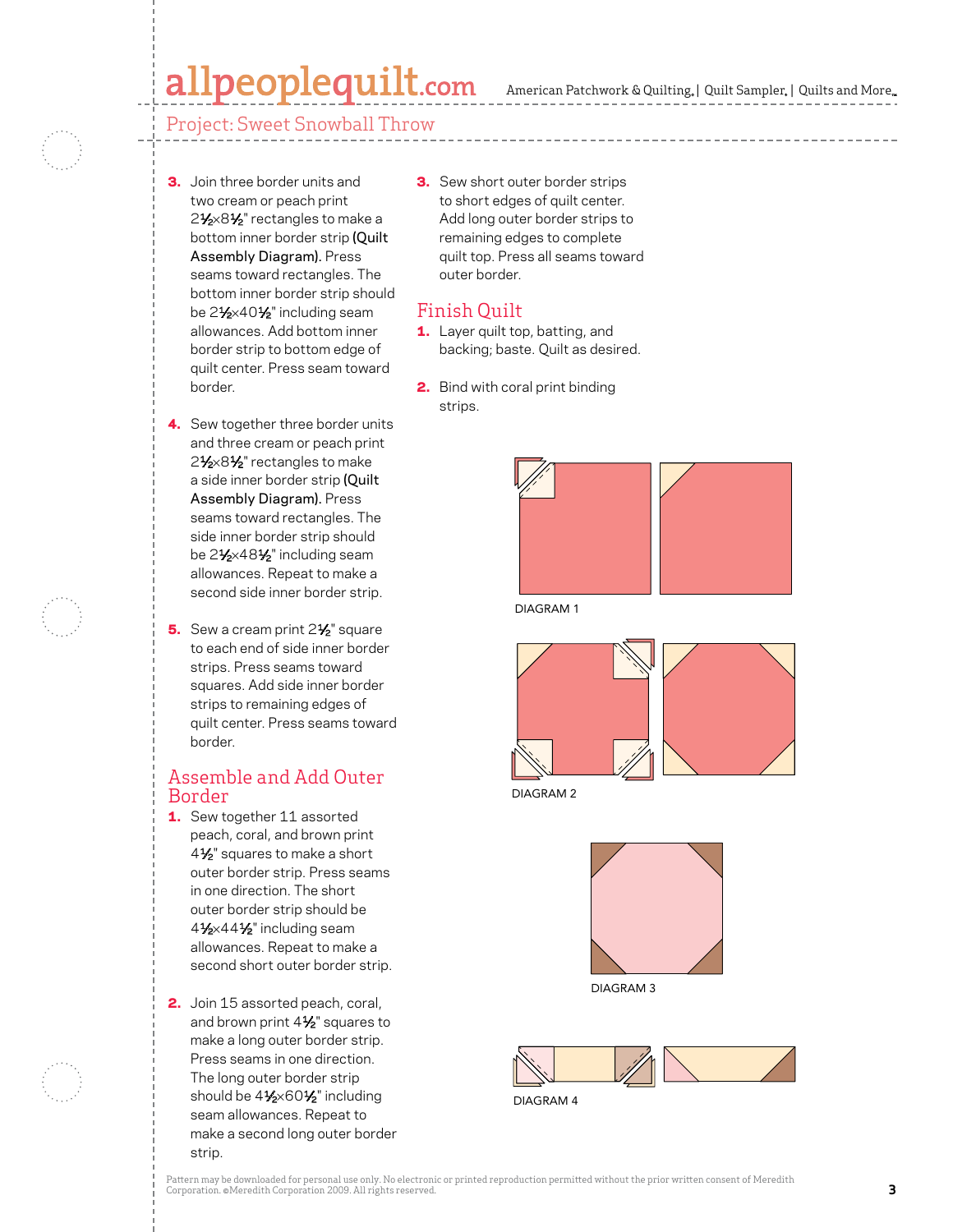## Project: Sweet Snowball Throw

3. Join three border units and two cream or peach print 2½×8½" rectangles to make a bottom inner border strip **(Quilt Assembly Diagram).** Press seams toward rectangles. The bottom inner border strip should be 2½×40½" including seam allowances. Add bottom inner border strip to bottom edge of quilt center. Press seam toward border.

4. Sew together three border units and three cream or peach print 2½×8½" rectangles to make a side inner border strip **(Quilt Assembly Diagram).** Press seams toward rectangles. The side inner border strip should be 2½×48½" including seam allowances. Repeat to make a second side inner border strip.

5. Sew a cream print 2½" square to each end of side inner border strips. Press seams toward squares. Add side inner border strips to remaining edges of quilt center. Press seams toward border.

## Assemble and Add Outer Border

1. Sew together 11 assorted peach, coral, and brown print 4½" squares to make a short outer border strip. Press seams in one direction. The short outer border strip should be 4½×44½" including seam allowances. Repeat to make a second short outer border strip.

2. Join 15 assorted peach, coral, and brown print 4½" squares to make a long outer border strip. Press seams in one direction. The long outer border strip should be 4½×60½" including seam allowances. Repeat to make a second long outer border strip.

3. Sew short outer border strips to short edges of quilt center. Add long outer border strips to remaining edges to complete quilt top. Press all seams toward outer border.

## Finish Quilt

1. Layer quilt top, batting, and backing; baste. Quilt as desired.

2. Bind with coral print binding strips.

DIAGRAM 1

DIAGRAM 2

DIAGRAM 3

DIAGRAM 4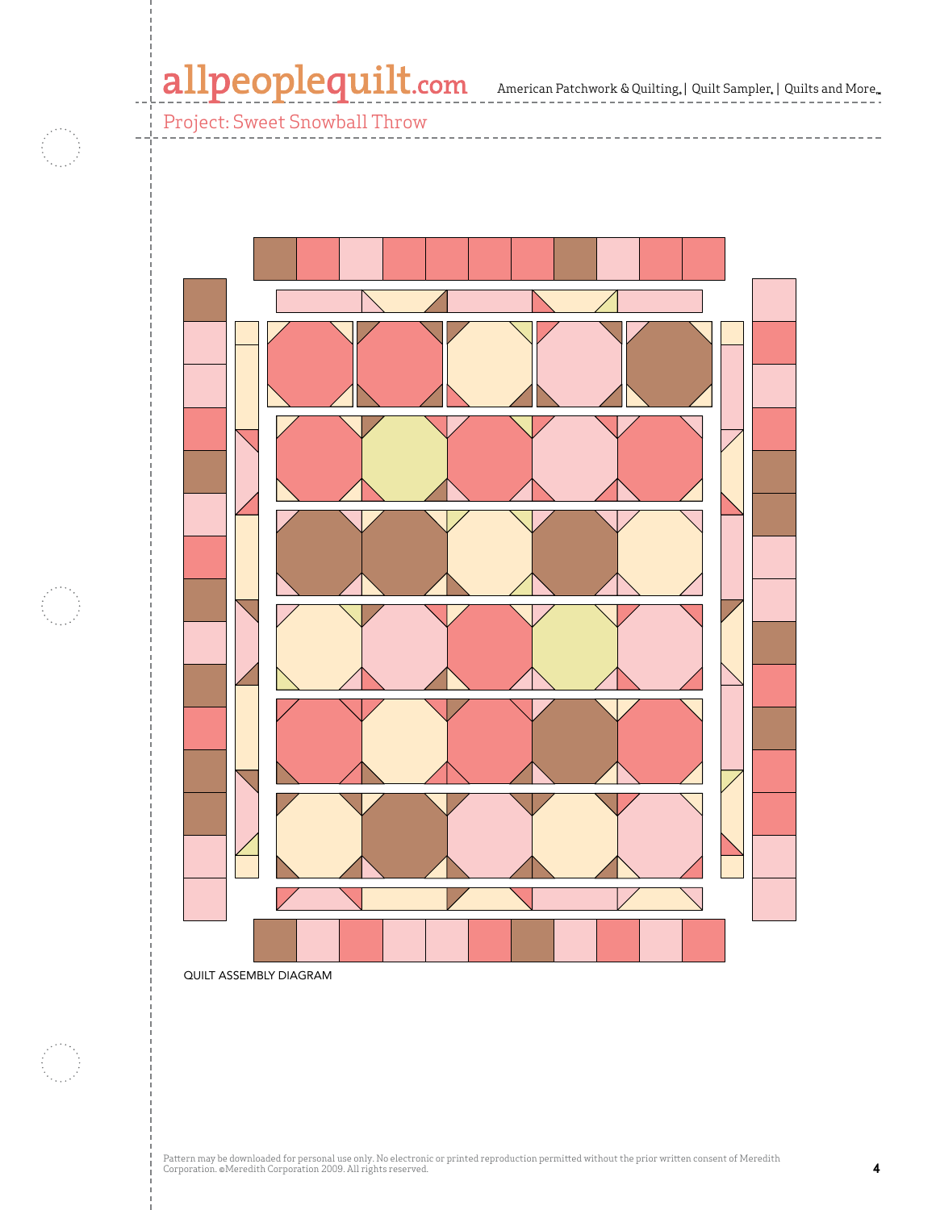Project: Sweet Snowball Throw

QUILT ASSEMBLY DIAGRAM

Pattern may be downloaded for personal use only. No electronic or printed reproduction permitted without the prior written consent of Meredith Corporation. ©Meredith Corporation 2009. All rights reserved.